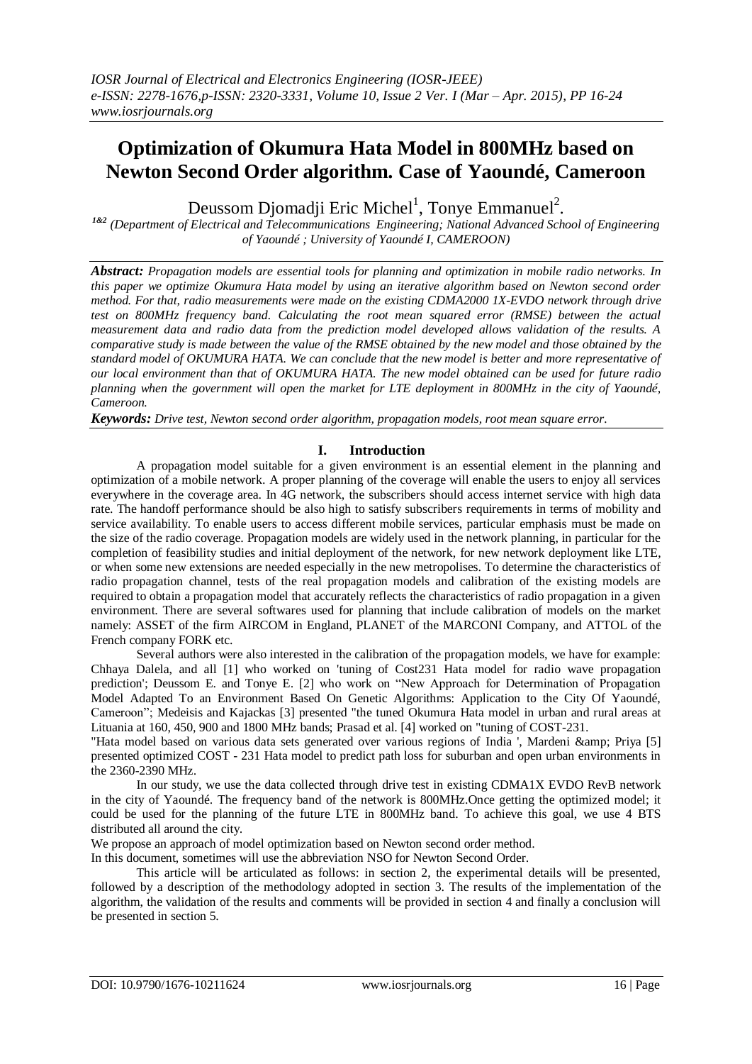# Optimization of Okumura Hata Model in 800MHz based on Newton Second Order algorithm. Case of Yaoundé, Cameroon

Deussom Djomadji Eric Michel[1], Tonye Emmanuel[2].

[1&2] *(Department of Electrical and Telecommunications Engineering; National Advanced School of Engineering of Yaoundé ; University of Yaoundé I, CAMEROON)*

***Abstract:*** *Propagation models are essential tools for planning and optimization in mobile radio networks. In this paper we optimize Okumura Hata model by using an iterative algorithm based on Newton second order method. For that, radio measurements were made on the existing CDMA2000 1X-EVDO network through drive test on 800MHz frequency band. Calculating the root mean squared error (RMSE) between the actual measurement data and radio data from the prediction model developed allows validation of the results. A comparative study is made between the value of the RMSE obtained by the new model and those obtained by the standard model of OKUMURA HATA. We can conclude that the new model is better and more representative of our local environment than that of OKUMURA HATA. The new model obtained can be used for future radio planning when the government will open the market for LTE deployment in 800MHz in the city of Yaoundé, Cameroon.*

***Keywords:*** *Drive test, Newton second order algorithm, propagation models, root mean square error.*

## I. Introduction

A propagation model suitable for a given environment is an essential element in the planning and optimization of a mobile network. A proper planning of the coverage will enable the users to enjoy all services everywhere in the coverage area. In 4G network, the subscribers should access internet service with high data rate. The handoff performance should be also high to satisfy subscribers requirements in terms of mobility and service availability. To enable users to access different mobile services, particular emphasis must be made on the size of the radio coverage. Propagation models are widely used in the network planning, in particular for the completion of feasibility studies and initial deployment of the network, for new network deployment like LTE, or when some new extensions are needed especially in the new metropolises. To determine the characteristics of radio propagation channel, tests of the real propagation models and calibration of the existing models are required to obtain a propagation model that accurately reflects the characteristics of radio propagation in a given environment. There are several softwares used for planning that include calibration of models on the market namely: ASSET of the firm AIRCOM in England, PLANET of the MARCONI Company, and ATTOL of the French company FORK etc.

Several authors were also interested in the calibration of the propagation models, we have for example: Chhaya Dalela, and all [1] who worked on 'tuning of Cost231 Hata model for radio wave propagation prediction'; Deussom E. and Tonye E. [2] who work on "New Approach for Determination of Propagation Model Adapted To an Environment Based On Genetic Algorithms: Application to the City Of Yaoundé, Cameroon"; Medeisis and Kajackas [3] presented "the tuned Okumura Hata model in urban and rural areas at Lituania at 160, 450, 900 and 1800 MHz bands; Prasad et al. [4] worked on "tuning of COST-231.

"Hata model based on various data sets generated over various regions of India ', Mardeni &amp; Priya [5] presented optimized COST - 231 Hata model to predict path loss for suburban and open urban environments in the 2360-2390 MHz.

In our study, we use the data collected through drive test in existing CDMA1X EVDO RevB network in the city of Yaoundé. The frequency band of the network is 800MHz.Once getting the optimized model; it could be used for the planning of the future LTE in 800MHz band. To achieve this goal, we use 4 BTS distributed all around the city.

We propose an approach of model optimization based on Newton second order method.

In this document, sometimes will use the abbreviation NSO for Newton Second Order.

This article will be articulated as follows: in section 2, the experimental details will be presented, followed by a description of the methodology adopted in section 3. The results of the implementation of the algorithm, the validation of the results and comments will be provided in section 4 and finally a conclusion will be presented in section 5.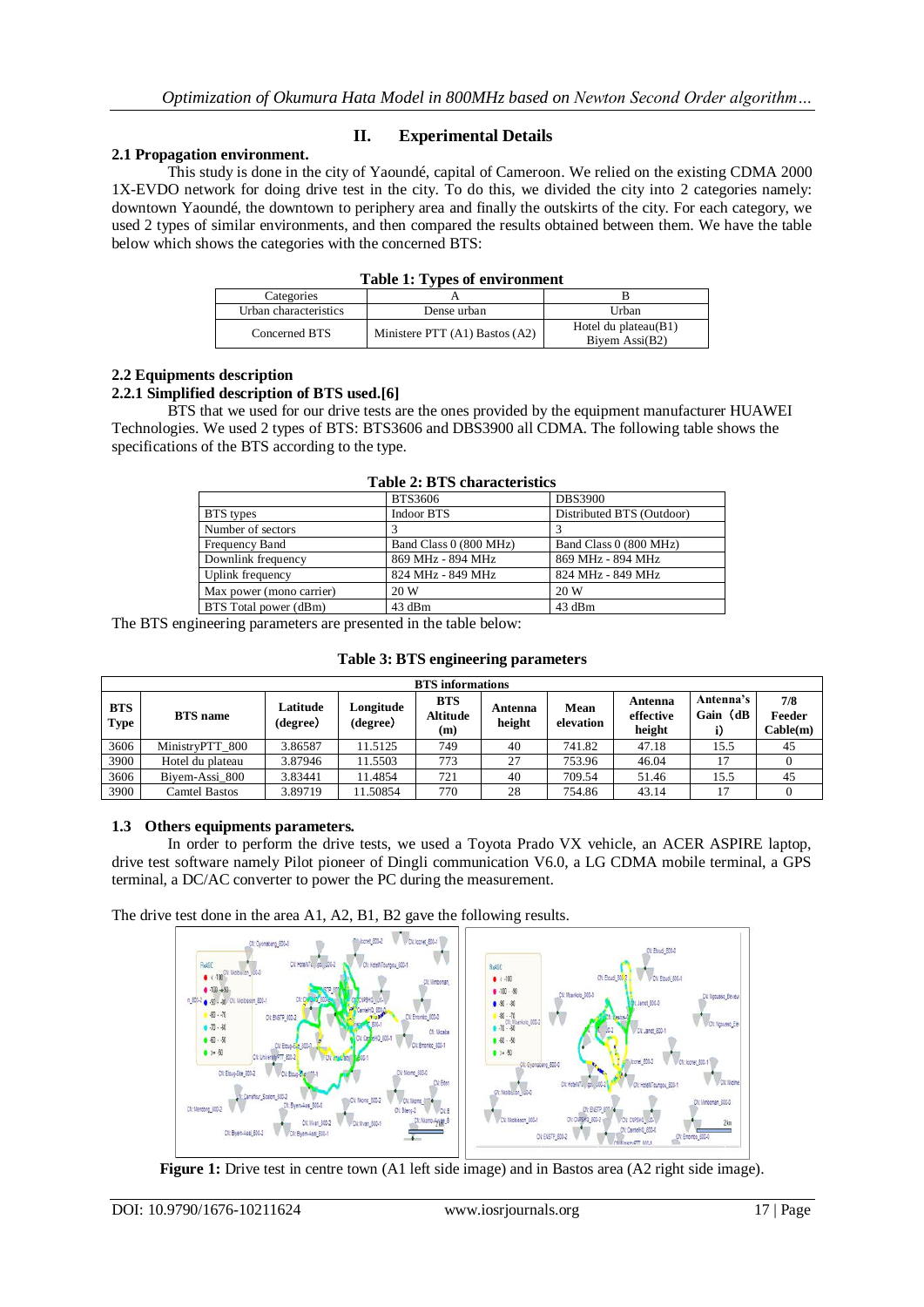## II. Experimental Details

### 2.1 Propagation environment.

This study is done in the city of Yaoundé, capital of Cameroon. We relied on the existing CDMA 2000 1X-EVDO network for doing drive test in the city. To do this, we divided the city into 2 categories namely: downtown Yaoundé, the downtown to periphery area and finally the outskirts of the city. For each category, we used 2 types of similar environments, and then compared the results obtained between them. We have the table below which shows the categories with the concerned BTS:

**Table 1: Types of environment**

| Categories | A | B |
|---|---|---|
| Urban characteristics | Dense urban | Urban |
| Concerned BTS | Ministere PTT (A1) Bastos (A2) | Hotel du plateau(B1) Biyem Assi(B2) |

### 2.2 Equipments description

#### 2.2.1 Simplified description of BTS used.[6]

BTS that we used for our drive tests are the ones provided by the equipment manufacturer HUAWEI Technologies. We used 2 types of BTS: BTS3606 and DBS3900 all CDMA. The following table shows the specifications of the BTS according to the type.

**Table 2: BTS characteristics**

| | BTS3606 | DBS3900 |
|---|---|---|
| BTS types | Indoor BTS | Distributed BTS (Outdoor) |
| Number of sectors | 3 | 3 |
| Frequency Band | Band Class 0 (800 MHz) | Band Class 0 (800 MHz) |
| Downlink frequency | 869 MHz - 894 MHz | 869 MHz - 894 MHz |
| Uplink frequency | 824 MHz - 849 MHz | 824 MHz - 849 MHz |
| Max power (mono carrier) | 20 W | 20 W |
| BTS Total power (dBm) | 43 dBm | 43 dBm |

The BTS engineering parameters are presented in the table below:

**Table 3: BTS engineering parameters**

| BTS informations | | | | | | | | | |
|---|---|---|---|---|---|---|---|---|---|
| **BTS Type** | **BTS name** | **Latitude (degree)** | **Longitude (degree)** | **BTS Altitude (m)** | **Antenna height** | **Mean elevation** | **Antenna effective height** | **Antenna's Gain (dBi)** | **7/8 Feeder Cable(m)** |
| 3606 | MinistryPTT_800 | 3.86587 | 11.5125 | 749 | 40 | 741.82 | 47.18 | 15.5 | 45 |
| 3900 | Hotel du plateau | 3.87946 | 11.5503 | 773 | 27 | 753.96 | 46.04 | 17 | 0 |
| 3606 | Biyem-Assi_800 | 3.83441 | 11.4854 | 721 | 40 | 709.54 | 51.46 | 15.5 | 45 |
| 3900 | Camtel Bastos | 3.89719 | 11.50854 | 770 | 28 | 754.86 | 43.14 | 17 | 0 |

### 1.3 Others equipments parameters.

In order to perform the drive tests, we used a Toyota Prado VX vehicle, an ACER ASPIRE laptop, drive test software namely Pilot pioneer of Dingli communication V6.0, a LG CDMA mobile terminal, a GPS terminal, a DC/AC converter to power the PC during the measurement.

The drive test done in the area A1, A2, B1, B2 gave the following results.

**Figure 1:** Drive test in centre town (A1 left side image) and in Bastos area (A2 right side image).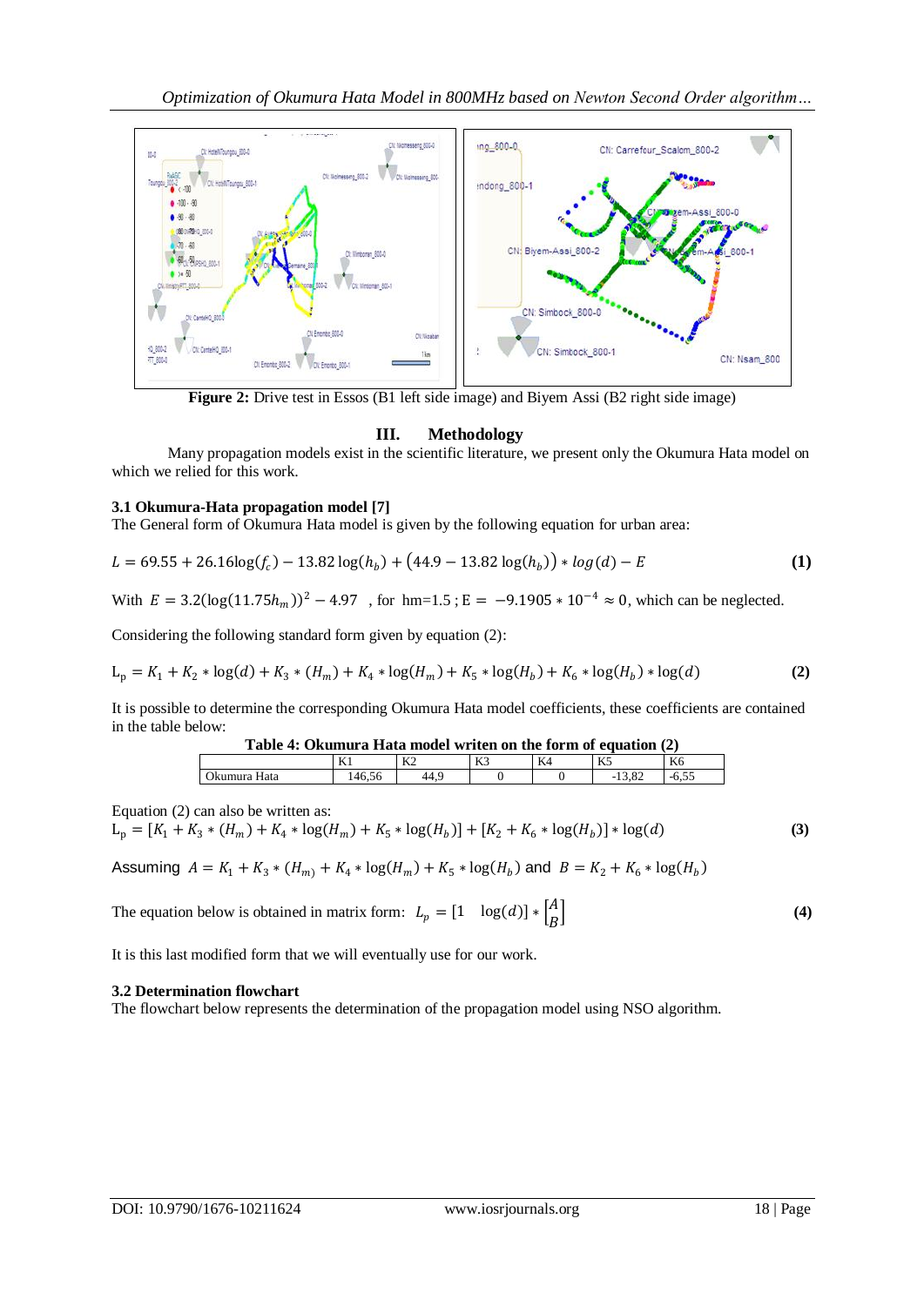**Figure 2:** Drive test in Essos (B1 left side image) and Biyem Assi (B2 right side image)

## III. Methodology

Many propagation models exist in the scientific literature, we present only the Okumura Hata model on which we relied for this work.

### 3.1 Okumura-Hata propagation model [7]

The General form of Okumura Hata model is given by the following equation for urban area:

$$L = 69.55 + 26.16\log(f_c) - 13.82\log(h_b) + (44.9 - 13.82\log(h_b)) * log(d) - E \quad \textbf{(1)}$$

With $E = 3.2(\log(11.75h_m))^2 - 4.97$ , for hm=1.5 ; $E = -9.1905 * 10^{-4} \approx 0$, which can be neglected.

Considering the following standard form given by equation (2):

$$\mathrm{L_p} = K_1 + K_2 * \log(d) + K_3 * (H_m) + K_4 * \log(H_m) + K_5 * \log(H_b) + K_6 * \log(H_b) * \log(d) \quad \textbf{(2)}$$

It is possible to determine the corresponding Okumura Hata model coefficients, these coefficients are contained in the table below:

**Table 4: Okumura Hata model writen on the form of equation (2)**

| | K1 | K2 | K3 | K4 | K5 | K6 |
|---|---|---|---|---|---|---|
| Okumura Hata | 146,56 | 44,9 | 0 | 0 | -13,82 | -6,55 |

Equation (2) can also be written as:

$$\mathrm{L_p} = [K_1 + K_3 * (H_m) + K_4 * \log(H_m) + K_5 * \log(H_b)] + [K_2 + K_6 * \log(H_b)] * \log(d) \quad \textbf{(3)}$$

Assuming $A = K_1 + K_3 * (H_m) + K_4 * \log(H_m) + K_5 * \log(H_b)$ and $B = K_2 + K_6 * \log(H_b)$

The equation below is obtained in matrix form: $L_p = [1 \quad \log(d)] * \begin{bmatrix} A \\ B \end{bmatrix}$ **(4)**

It is this last modified form that we will eventually use for our work.

### 3.2 Determination flowchart

The flowchart below represents the determination of the propagation model using NSO algorithm.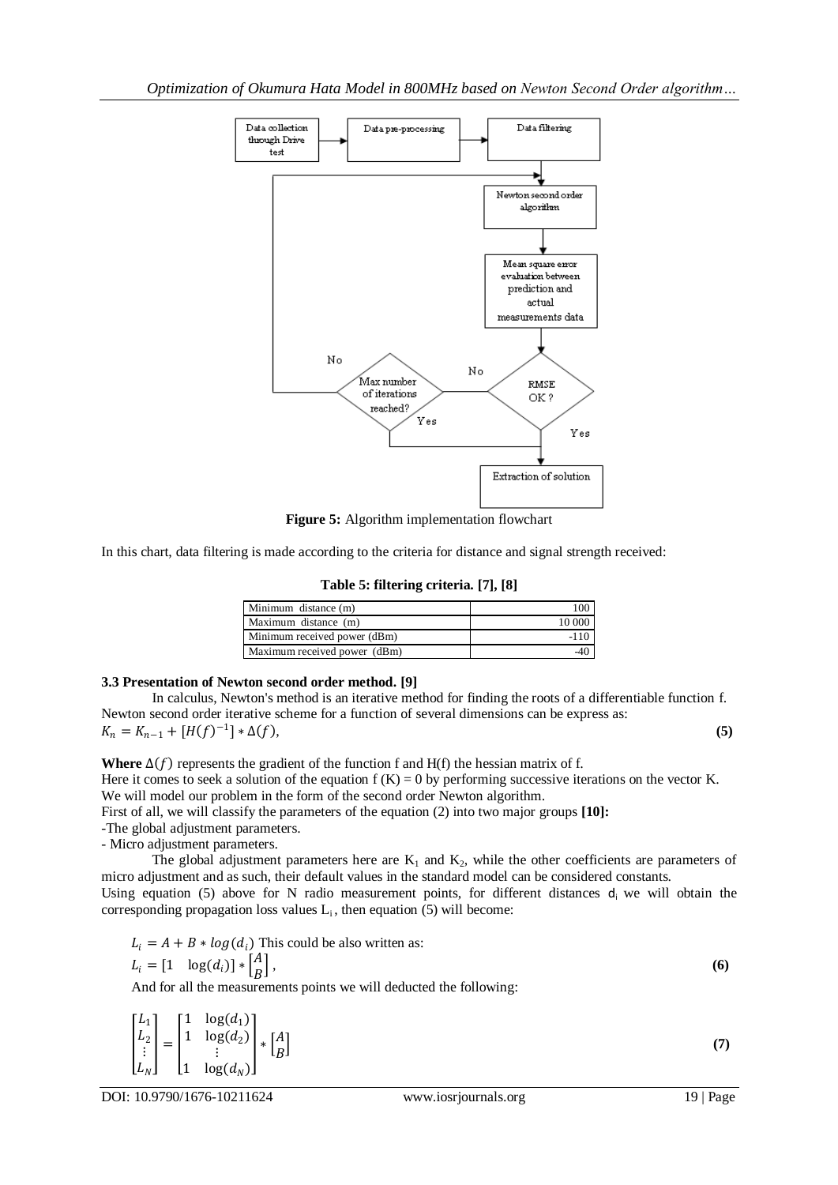Figure 5: Algorithm implementation flowchart

In this chart, data filtering is made according to the criteria for distance and signal strength received:

**Table 5: filtering criteria. [7], [8]**

| Minimum distance (m) | 100 |
|---|---|
| Maximum distance (m) | 10 000 |
| Minimum received power (dBm) | -110 |
| Maximum received power (dBm) | -40 |

### 3.3 Presentation of Newton second order method. [9]

In calculus, Newton's method is an iterative method for finding the roots of a differentiable function f. Newton second order iterative scheme for a function of several dimensions can be express as:

$$K_n = K_{n-1} + [H(f)^{-1}] * \Delta(f), \tag{5}$$

**Where** $\Delta(f)$ represents the gradient of the function f and H(f) the hessian matrix of f.

Here it comes to seek a solution of the equation f (K) = 0 by performing successive iterations on the vector K.

We will model our problem in the form of the second order Newton algorithm.

First of all, we will classify the parameters of the equation (2) into two major groups **[10]:**

-The global adjustment parameters.

- Micro adjustment parameters.

The global adjustment parameters here are $K_1$ and $K_2$, while the other coefficients are parameters of micro adjustment and as such, their default values in the standard model can be considered constants.

Using equation (5) above for N radio measurement points, for different distances $d_i$ we will obtain the corresponding propagation loss values $L_i$, then equation (5) will become:

$L_i = A + B * log(d_i)$ This could be also written as:

$$L_i = [1 \quad \log(d_i)] * \begin{bmatrix} A \\ B \end{bmatrix}, \tag{6}$$

And for all the measurements points we will deducted the following:

$$\begin{bmatrix} L_1 \\ L_2 \\ \vdots \\ L_N \end{bmatrix} = \begin{bmatrix} 1 & \log(d_1) \\ 1 & \log(d_2) \\ & \vdots \\ 1 & \log(d_N) \end{bmatrix} * \begin{bmatrix} A \\ B \end{bmatrix} \tag{7}$$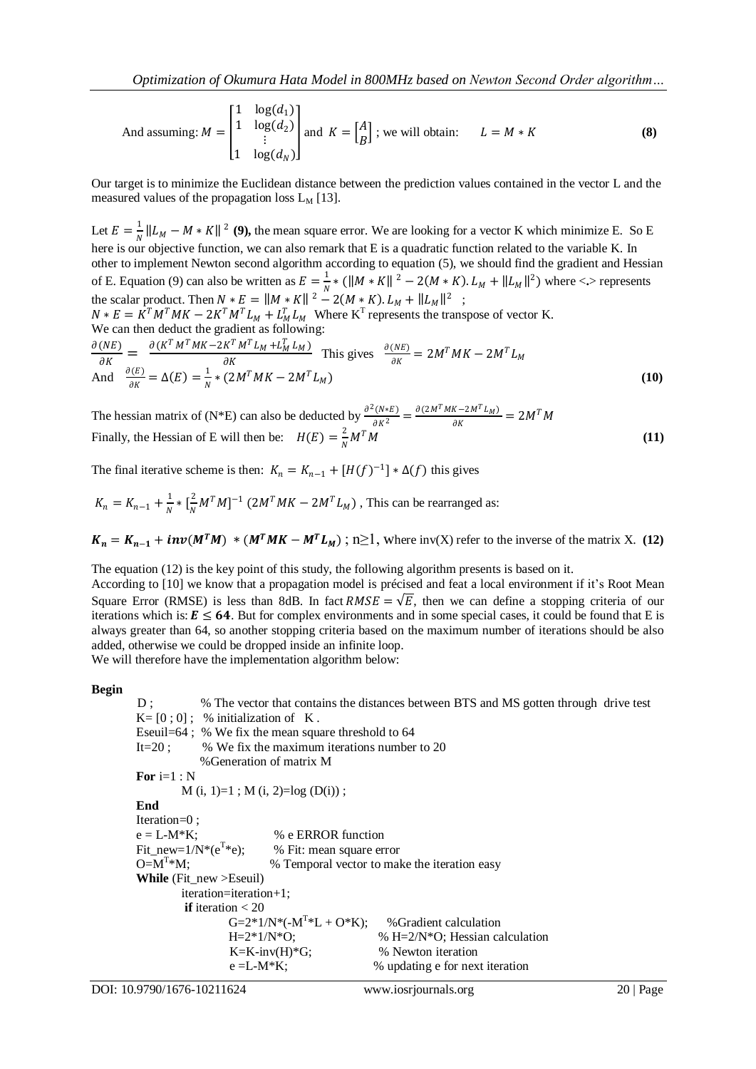And assuming: $M = \begin{bmatrix} 1 & \log(d_1) \\ 1 & \log(d_2) \\ & \vdots \\ 1 & \log(d_N) \end{bmatrix}$ and $K = \begin{bmatrix} A \\ B \end{bmatrix}$ ; we will obtain: $\quad L = M * K$ **(8)**

Our target is to minimize the Euclidean distance between the prediction values contained in the vector L and the measured values of the propagation loss $L_M$ [13].

Let $E = \frac{1}{N}\|L_M - M * K\|^2$ **(9),** the mean square error. We are looking for a vector K which minimize E. So E here is our objective function, we can also remark that E is a quadratic function related to the variable K. In other to implement Newton second algorithm according to equation (5), we should find the gradient and Hessian of E. Equation (9) can also be written as $E = \frac{1}{N} * (\|M * K\|^2 - 2(M * K).L_M + \|L_M\|^2)$ where <.> represents the scalar product. Then $N * E = \|M * K\|^2 - 2(M * K).L_M + \|L_M\|^2$ ;
$N * E = K^T M^T M K - 2K^T M^T L_M + L_M^T L_M$ Where $K^T$ represents the transpose of vector K.
We can then deduct the gradient as following:

$$\frac{\partial(NE)}{\partial K} = \frac{\partial(K^T M^T M K - 2K^T M^T L_M + L_M^T L_M)}{\partial K} \quad \text{This gives} \quad \frac{\partial(NE)}{\partial K} = 2M^T M K - 2M^T L_M$$

And $\frac{\partial(E)}{\partial K} = \Delta(E) = \frac{1}{N} * (2M^T M K - 2M^T L_M)$ **(10)**

The hessian matrix of (N*E) can also be deducted by $\frac{\partial^2(N*E)}{\partial K^2} = \frac{\partial(2M^T M K - 2M^T L_M)}{\partial K} = 2M^T M$

Finally, the Hessian of E will then be: $\quad H(E) = \frac{2}{N} M^T M$ **(11)**

The final iterative scheme is then: $K_n = K_{n-1} + [H(f)^{-1}] * \Delta(f)$ this gives

$K_n = K_{n-1} + \frac{1}{N} * [\frac{2}{N} M^T M]^{-1} (2M^T M K - 2M^T L_M)$ , This can be rearranged as:

$\boldsymbol{K_n = K_{n-1} + inv(M^T M) * (M^T M K - M^T L_M)}$ ; $n \geq 1$, where inv(X) refer to the inverse of the matrix X. **(12)**

The equation (12) is the key point of this study, the following algorithm presents is based on it.
According to [10] we know that a propagation model is précised and feat a local environment if it's Root Mean Square Error (RMSE) is less than 8dB. In fact $RMSE = \sqrt{E}$, then we can define a stopping criteria of our iterations which is: $\boldsymbol{E \leq 64}$. But for complex environments and in some special cases, it could be found that E is always greater than 64, so another stopping criteria based on the maximum number of iterations should be also added, otherwise we could be dropped inside an infinite loop.
We will therefore have the implementation algorithm below:

```
Begin
    D ;             % The vector that contains the distances between BTS and MS gotten through drive test
    K= [0 ; 0] ;    % initialization of K .
    Eseuil=64 ;     % We fix the mean square threshold to 64
    It=20 ;         % We fix the maximum iterations number to 20
                    %Generation of matrix M
    For i=1 : N
        M (i, 1)=1 ; M (i, 2)=log (D(i)) ;
    End
    Iteration=0 ;
    e = L-M*K;              % e ERROR function
    Fit_new=1/N*(e^T*e);    % Fit: mean square error
    O=M^T*M;                % Temporal vector to make the iteration easy
    While (Fit_new >Eseuil)
        iteration=iteration+1;
        if iteration < 20
            G=2*1/N*(-M^T*L + O*K);     %Gradient calculation
            H=2*1/N*O;                  % H=2/N*O; Hessian calculation
            K=K-inv(H)*G;               % Newton iteration
            e =L-M*K;                   % updating e for next iteration
```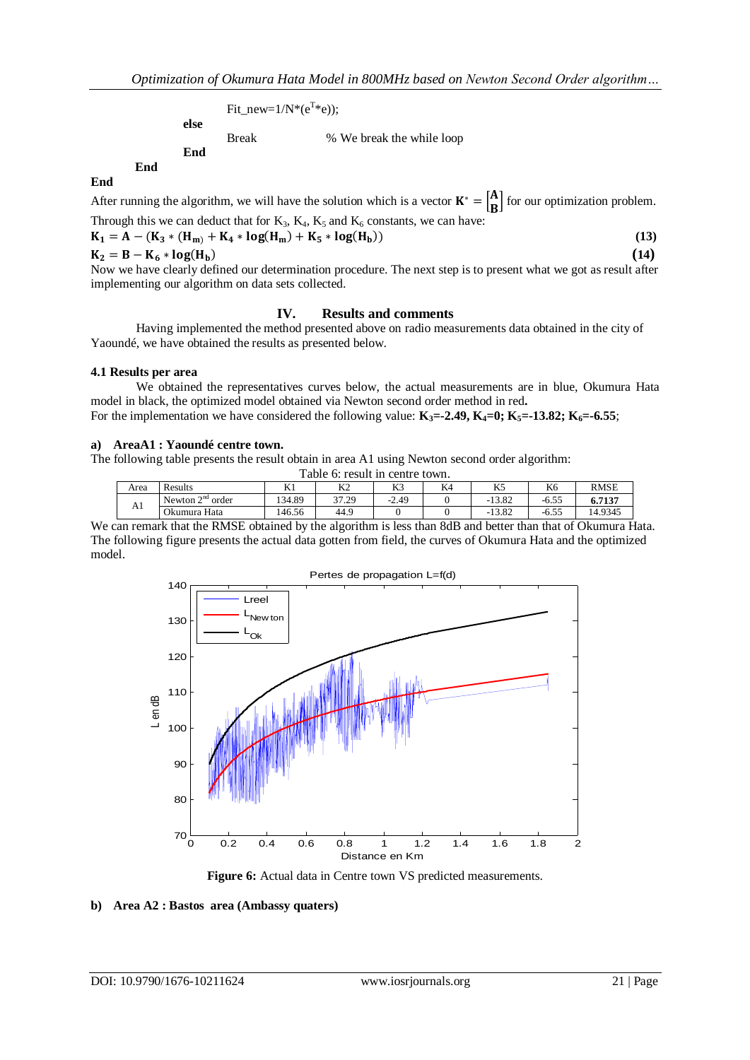```
            Fit_new=1/N*(e^T*e));
        else
            Break               % We break the while loop
        End
    End
End
```

After running the algorithm, we will have the solution which is a vector $\mathbf{K}^* = \begin{bmatrix}\mathbf{A}\\ \mathbf{B}\end{bmatrix}$ for our optimization problem. Through this we can deduct that for $K_3$, $K_4$, $K_5$ and $K_6$ constants, we can have:

$$\mathbf{K_1 = A - (K_3 * (H_m) + K_4 * \log(H_m) + K_5 * \log(H_b))} \quad (13)$$

$$\mathbf{K_2 = B - K_6 * \log(H_b)} \quad (14)$$

Now we have clearly defined our determination procedure. The next step is to present what we got as result after implementing our algorithm on data sets collected.

## IV. Results and comments

Having implemented the method presented above on radio measurements data obtained in the city of Yaoundé, we have obtained the results as presented below.

### 4.1 Results per area

We obtained the representatives curves below, the actual measurements are in blue, Okumura Hata model in black, the optimized model obtained via Newton second order method in red**.**

For the implementation we have considered the following value: $\mathbf{K_3=-2.49, K_4=0; K_5=-13.82; K_6=-6.55}$;

**a) AreaA1 : Yaoundé centre town.**

The following table presents the result obtain in area A1 using Newton second order algorithm:

Table 6: result in centre town.

| Area | Results | K1 | K2 | K3 | K4 | K5 | K6 | RMSE |
|---|---|---|---|---|---|---|---|---|
| A1 | Newton 2nd order | 134.89 | 37.29 | -2.49 | 0 | -13.82 | -6.55 | **6.7137** |
| | Okumura Hata | 146.56 | 44.9 | 0 | 0 | -13.82 | -6.55 | 14.9345 |

We can remark that the RMSE obtained by the algorithm is less than 8dB and better than that of Okumura Hata. The following figure presents the actual data gotten from field, the curves of Okumura Hata and the optimized model.

**Figure 6:** Actual data in Centre town VS predicted measurements.

**b) Area A2 : Bastos area (Ambassy quaters)**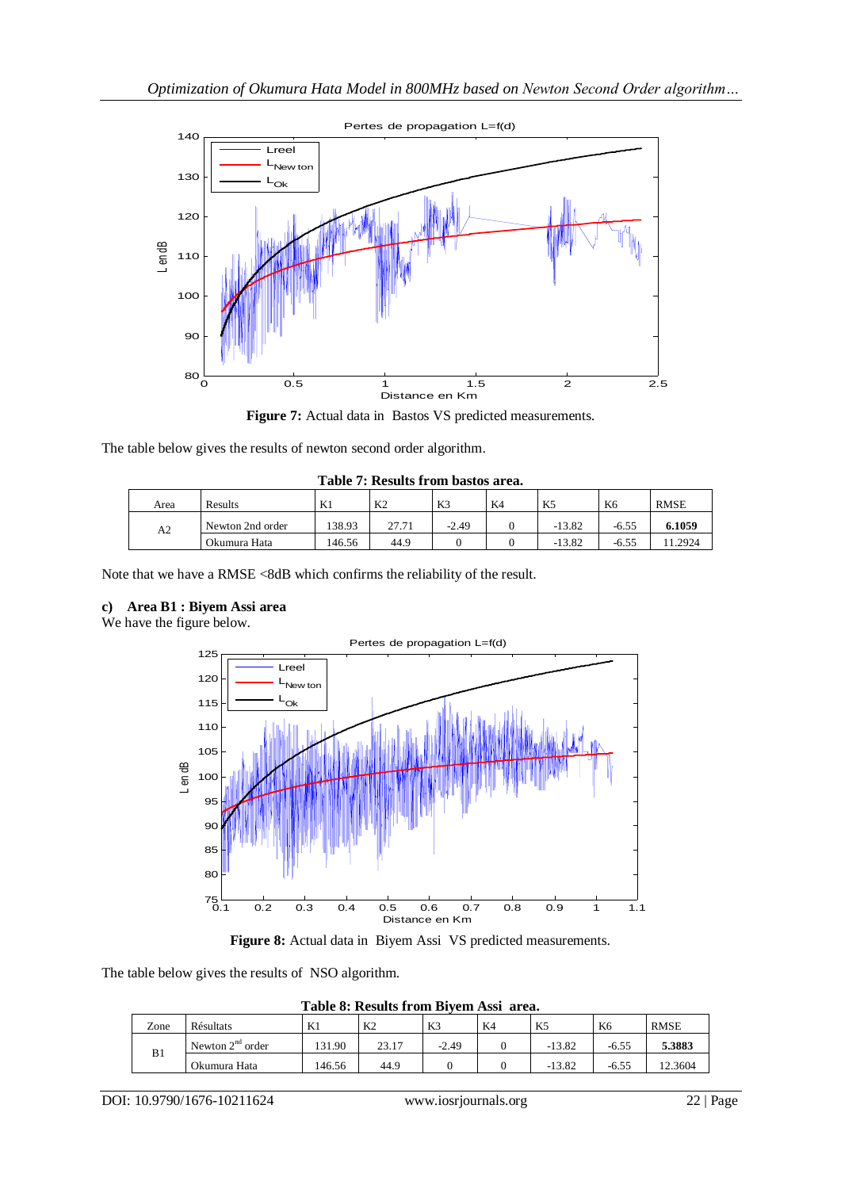**Figure 7:** Actual data in Bastos VS predicted measurements.

The table below gives the results of newton second order algorithm.

**Table 7: Results from bastos area.**

| Area | Results | K1 | K2 | K3 | K4 | K5 | K6 | RMSE |
|---|---|---|---|---|---|---|---|---|
| A2 | Newton 2nd order | 138.93 | 27.71 | -2.49 | 0 | -13.82 | -6.55 | **6.1059** |
| | Okumura Hata | 146.56 | 44.9 | 0 | 0 | -13.82 | -6.55 | 11.2924 |

Note that we have a RMSE <8dB which confirms the reliability of the result.

### c) Area B1 : Biyem Assi area

We have the figure below.

**Figure 8:** Actual data in Biyem Assi VS predicted measurements.

The table below gives the results of NSO algorithm.

**Table 8: Results from Biyem Assi area.**

| Zone | Résultats | K1 | K2 | K3 | K4 | K5 | K6 | RMSE |
|---|---|---|---|---|---|---|---|---|
| B1 | Newton $2^{nd}$ order | 131.90 | 23.17 | -2.49 | 0 | -13.82 | -6.55 | **5.3883** |
| | Okumura Hata | 146.56 | 44.9 | 0 | 0 | -13.82 | -6.55 | 12.3604 |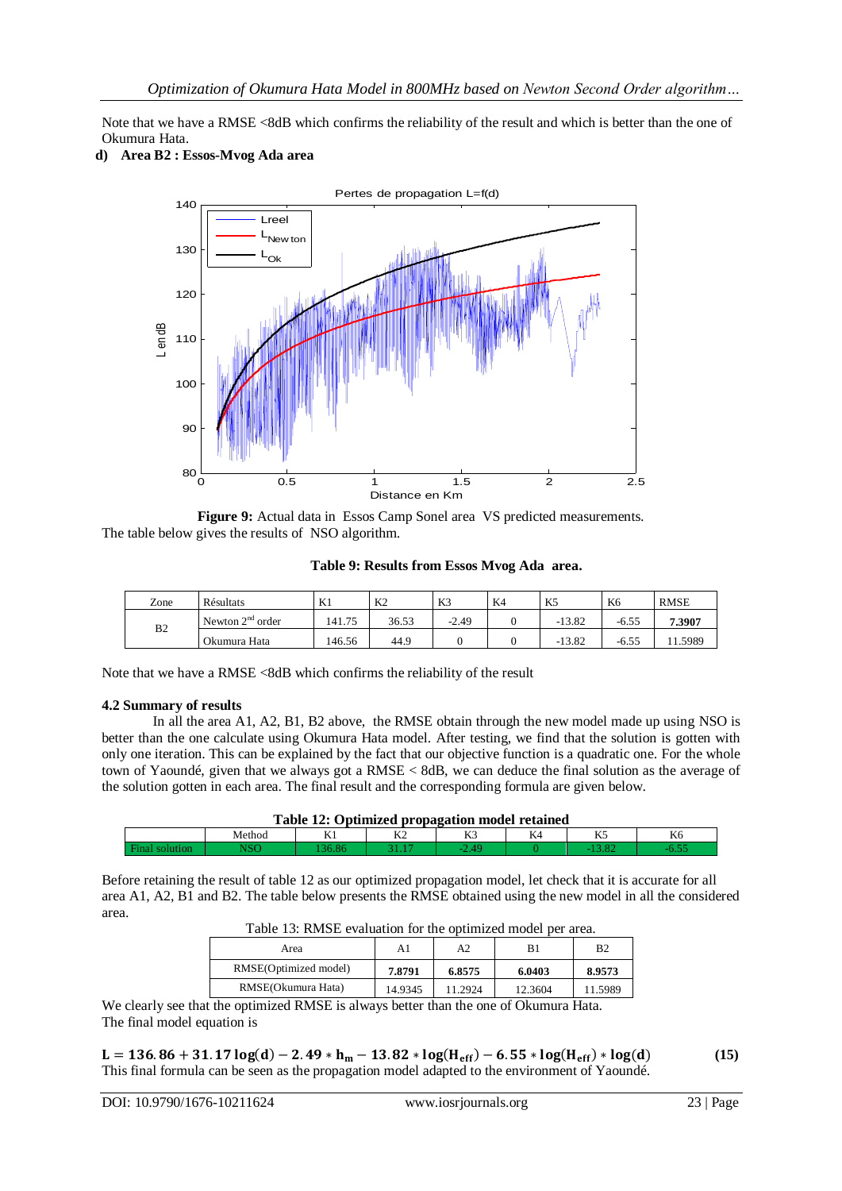Note that we have a RMSE <8dB which confirms the reliability of the result and which is better than the one of Okumura Hata.

**d) Area B2 : Essos-Mvog Ada area**

**Figure 9:** Actual data in Essos Camp Sonel area VS predicted measurements.

The table below gives the results of NSO algorithm.

**Table 9: Results from Essos Mvog Ada area.**

| Zone | Résultats | K1 | K2 | K3 | K4 | K5 | K6 | RMSE |
|---|---|---|---|---|---|---|---|---|
| B2 | Newton 2[nd] order | 141.75 | 36.53 | -2.49 | 0 | -13.82 | -6.55 | **7.3907** |
| | Okumura Hata | 146.56 | 44.9 | 0 | 0 | -13.82 | -6.55 | 11.5989 |

Note that we have a RMSE <8dB which confirms the reliability of the result

### 4.2 Summary of results

In all the area A1, A2, B1, B2 above, the RMSE obtain through the new model made up using NSO is better than the one calculate using Okumura Hata model. After testing, we find that the solution is gotten with only one iteration. This can be explained by the fact that our objective function is a quadratic one. For the whole town of Yaoundé, given that we always got a RMSE < 8dB, we can deduce the final solution as the average of the solution gotten in each area. The final result and the corresponding formula are given below.

**Table 12: Optimized propagation model retained**

| | Method | K1 | K2 | K3 | K4 | K5 | K6 |
|---|---|---|---|---|---|---|---|
| Final solution | NSO | 136.86 | 31.17 | -2.49 | 0 | -13.82 | -6.55 |

Before retaining the result of table 12 as our optimized propagation model, let check that it is accurate for all area A1, A2, B1 and B2. The table below presents the RMSE obtained using the new model in all the considered area.

Table 13: RMSE evaluation for the optimized model per area.

| Area | A1 | A2 | B1 | B2 |
|---|---|---|---|---|
| RMSE(Optimized model) | **7.8791** | **6.8575** | **6.0403** | **8.9573** |
| RMSE(Okumura Hata) | 14.9345 | 11.2924 | 12.3604 | 11.5989 |

We clearly see that the optimized RMSE is always better than the one of Okumura Hata.

The final model equation is

$$\mathbf{L = 136.86 + 31.17\log(d) - 2.49 * h_m - 13.82 * \log(H_{eff}) - 6.55 * \log(H_{eff}) * \log(d)} \quad \textbf{(15)}$$

This final formula can be seen as the propagation model adapted to the environment of Yaoundé.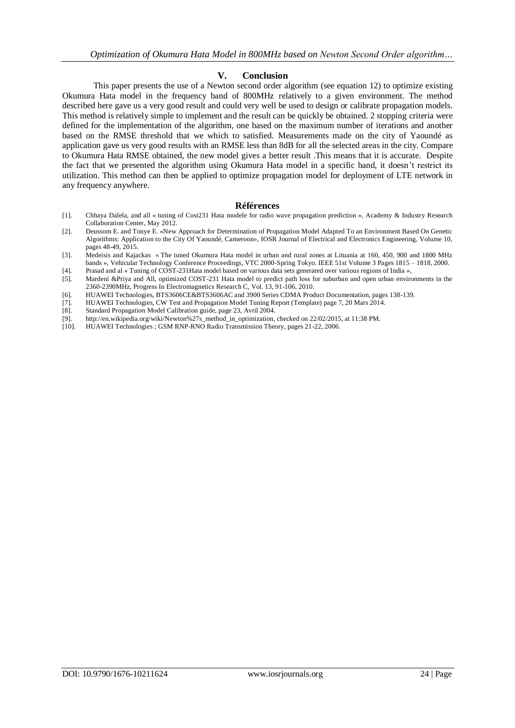## V. Conclusion

This paper presents the use of a Newton second order algorithm (see equation 12) to optimize existing Okumura Hata model in the frequency band of 800MHz relatively to a given environment. The method described here gave us a very good result and could very well be used to design or calibrate propagation models. This method is relatively simple to implement and the result can be quickly be obtained. 2 stopping criteria were defined for the implementation of the algorithm, one based on the maximum number of iterations and another based on the RMSE threshold that we which to satisfied. Measurements made on the city of Yaoundé as application gave us very good results with an RMSE less than 8dB for all the selected areas in the city. Compare to Okumura Hata RMSE obtained, the new model gives a better result .This means that it is accurate. Despite the fact that we presented the algorithm using Okumura Hata model in a specific band, it doesn't restrict its utilization. This method can then be applied to optimize propagation model for deployment of LTE network in any frequency anywhere.

## Références

[1]. Chhaya Dalela, and all « tuning of Cost231 Hata modele for radio wave propagation prediction », Academy & Industry Research Collaboration Center, May 2012.

[2]. Deussom E. and Tonye E. «New Approach for Determination of Propagation Model Adapted To an Environment Based On Genetic Algorithms: Application to the City Of Yaoundé, Cameroon», IOSR Journal of Electrical and Electronics Engineering, Volume 10, pages 48-49, 2015.

[3]. Medeisis and Kajackas « The tuned Okumura Hata model in urban and rural zones at Lituania at 160, 450, 900 and 1800 MHz bands », Vehicular Technology Conference Proceedings, VTC 2000-Spring Tokyo. IEEE 51st Volume 3 Pages 1815 – 1818, 2000.

[4]. Prasad and al « Tuning of COST-231Hata model based on various data sets generated over various regions of India »,

[5]. Mardeni &Priya and All, optimized COST-231 Hata model to predict path loss for suburban and open urban environments in the 2360-2390MHz, Progress In Electromagnetics Research C, Vol. 13, 91-106, 2010.

[6]. HUAWEI Technologies, BTS3606CE&BTS3606AC and 3900 Series CDMA Product Documentation, pages 138-139.

[7]. HUAWEI Technologies, CW Test and Propagation Model Tuning Report (Template) page 7, 20 Mars 2014.

[8]. Standard Propagation Model Calibration guide, page 23, Avril 2004.

[9]. http://en.wikipedia.org/wiki/Newton%27s_method_in_optimization, checked on 22/02/2015, at 11:38 PM.

[10]. HUAWEI Technologies ; GSM RNP-RNO Radio Transmission Theory, pages 21-22, 2006.